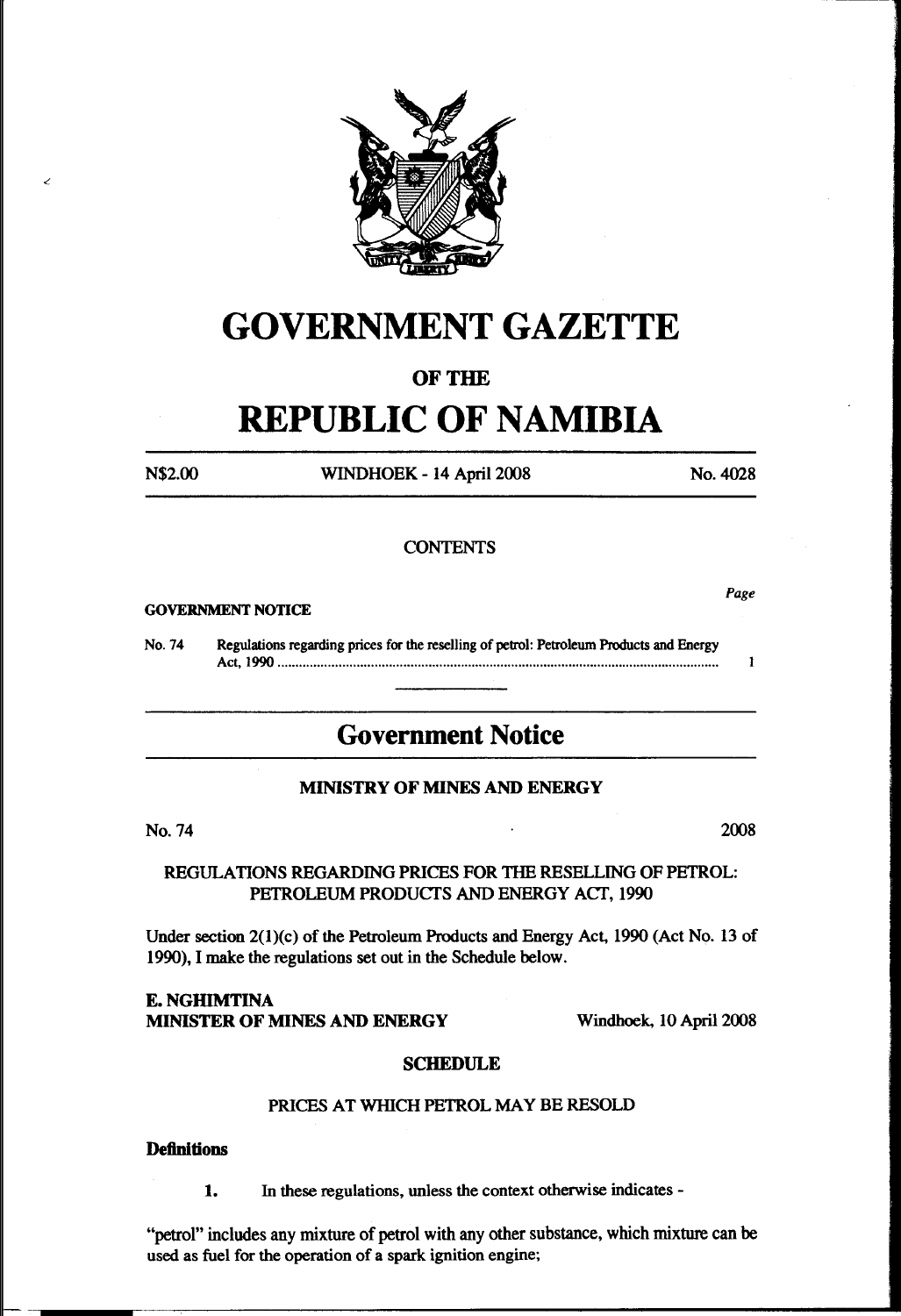# GOVERNMENT GAZETTE

## OF THE

# REPUBLIC OF NAMIBIA

N$2.00 WINDHOEK - 14 April 2008 No. 4028

**CONTENTS**

*Page*

**GOVERNMENT NOTICE**

No. 74 Regulations regarding prices for the reselling of petrol: Petroleum Products and Energy Act, 1990 ........ 1

## Government Notice

**MINISTRY OF MINES AND ENERGY**

No. 74 2008

REGULATIONS REGARDING PRICES FOR THE RESELLING OF PETROL: PETROLEUM PRODUCTS AND ENERGY ACT, 1990

Under section 2(1)(c) of the Petroleum Products and Energy Act, 1990 (Act No. 13 of 1990), I make the regulations set out in the Schedule below.

**E. NGHIMTINA**
**MINISTER OF MINES AND ENERGY** Windhoek, 10 April 2008

**SCHEDULE**

PRICES AT WHICH PETROL MAY BE RESOLD

**Definitions**

**1.** In these regulations, unless the context otherwise indicates -

"petrol" includes any mixture of petrol with any other substance, which mixture can be used as fuel for the operation of a spark ignition engine;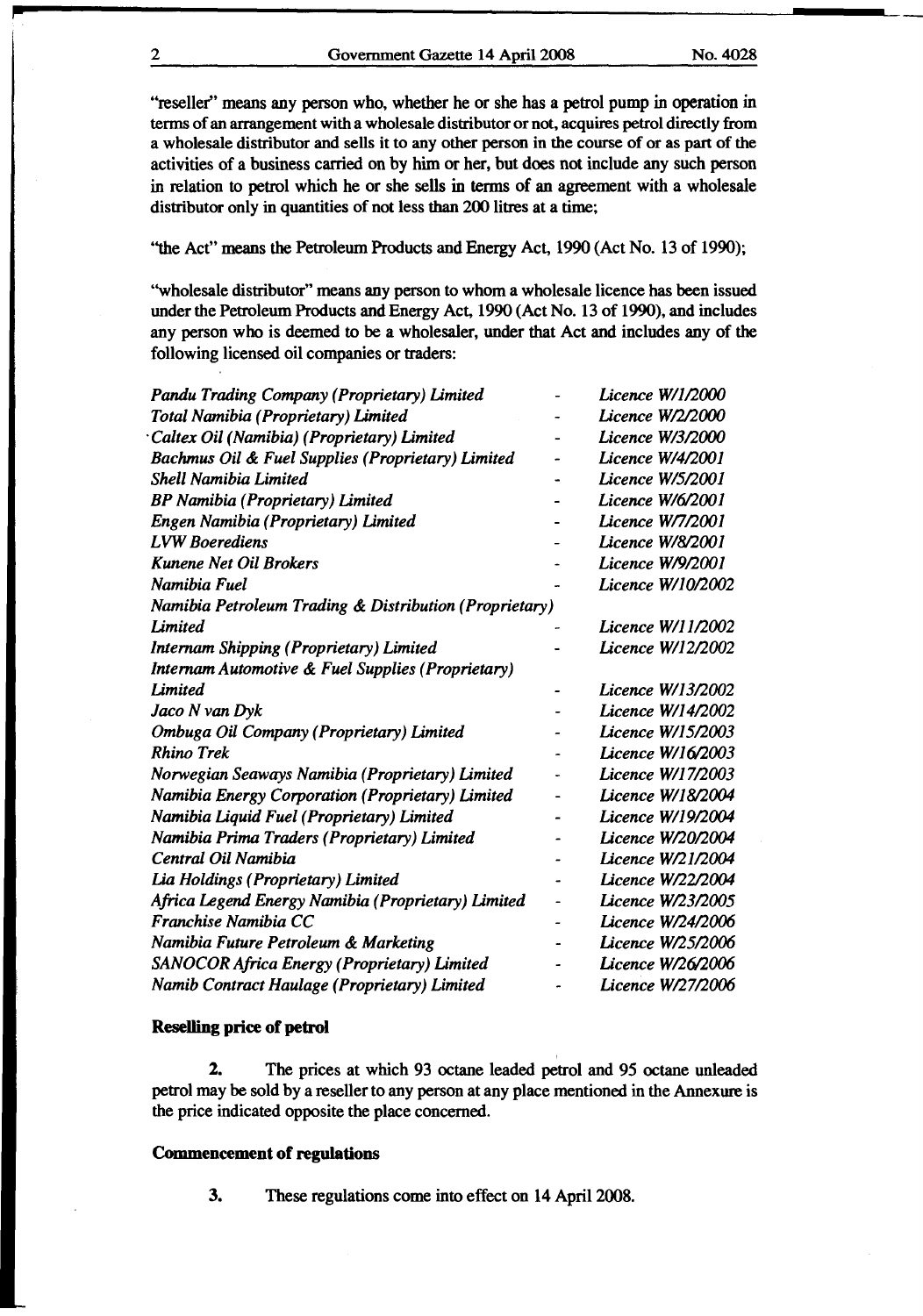"reseller" means any person who, whether he or she has a petrol pump in operation in terms of an arrangement with a wholesale distributor or not, acquires petrol directly from a wholesale distributor and sells it to any other person in the course of or as part of the activities of a business carried on by him or her, but does not include any such person in relation to petrol which he or she sells in terms of an agreement with a wholesale distributor only in quantities of not less than 200 litres at a time;

"the Act" means the Petroleum Products and Energy Act, 1990 (Act No. 13 of 1990);

"wholesale distributor" means any person to whom a wholesale licence has been issued under the Petroleum Products and Energy Act, 1990 (Act No. 13 of 1990), and includes any person who is deemed to be a wholesaler, under that Act and includes any of the following licensed oil companies or traders:

| | | |
|---|---|---|
| *Pandu Trading Company (Proprietary) Limited* | - | *Licence W/1/2000* |
| *Total Namibia (Proprietary) Limited* | - | *Licence W/2/2000* |
| *Caltex Oil (Namibia) (Proprietary) Limited* | - | *Licence W/3/2000* |
| *Bachmus Oil & Fuel Supplies (Proprietary) Limited* | - | *Licence W/4/2001* |
| *Shell Namibia Limited* | - | *Licence W/5/2001* |
| *BP Namibia (Proprietary) Limited* | - | *Licence W/6/2001* |
| *Engen Namibia (Proprietary) Limited* | - | *Licence W/7/2001* |
| *LVW Boerediens* | - | *Licence W/8/2001* |
| *Kunene Net Oil Brokers* | - | *Licence W/9/2001* |
| *Namibia Fuel* | - | *Licence W/10/2002* |
| *Namibia Petroleum Trading & Distribution (Proprietary) Limited* | - | *Licence W/11/2002* |
| *Internam Shipping (Proprietary) Limited* | - | *Licence W/12/2002* |
| *Internam Automotive & Fuel Supplies (Proprietary) Limited* | - | *Licence W/13/2002* |
| *Jaco N van Dyk* | - | *Licence W/14/2002* |
| *Ombuga Oil Company (Proprietary) Limited* | - | *Licence W/15/2003* |
| *Rhino Trek* | - | *Licence W/16/2003* |
| *Norwegian Seaways Namibia (Proprietary) Limited* | - | *Licence W/17/2003* |
| *Namibia Energy Corporation (Proprietary) Limited* | - | *Licence W/18/2004* |
| *Namibia Liquid Fuel (Proprietary) Limited* | - | *Licence W/19/2004* |
| *Namibia Prima Traders (Proprietary) Limited* | - | *Licence W/20/2004* |
| *Central Oil Namibia* | - | *Licence W/21/2004* |
| *Lia Holdings (Proprietary) Limited* | - | *Licence W/22/2004* |
| *Africa Legend Energy Namibia (Proprietary) Limited* | - | *Licence W/23/2005* |
| *Franchise Namibia CC* | - | *Licence W/24/2006* |
| *Namibia Future Petroleum & Marketing* | - | *Licence W/25/2006* |
| *SANOCOR Africa Energy (Proprietary) Limited* | - | *Licence W/26/2006* |
| *Namib Contract Haulage (Proprietary) Limited* | - | *Licence W/27/2006* |

**Reselling price of petrol**

**2.** The prices at which 93 octane leaded petrol and 95 octane unleaded petrol may be sold by a reseller to any person at any place mentioned in the Annexure is the price indicated opposite the place concerned.

**Commencement of regulations**

**3.** These regulations come into effect on 14 April 2008.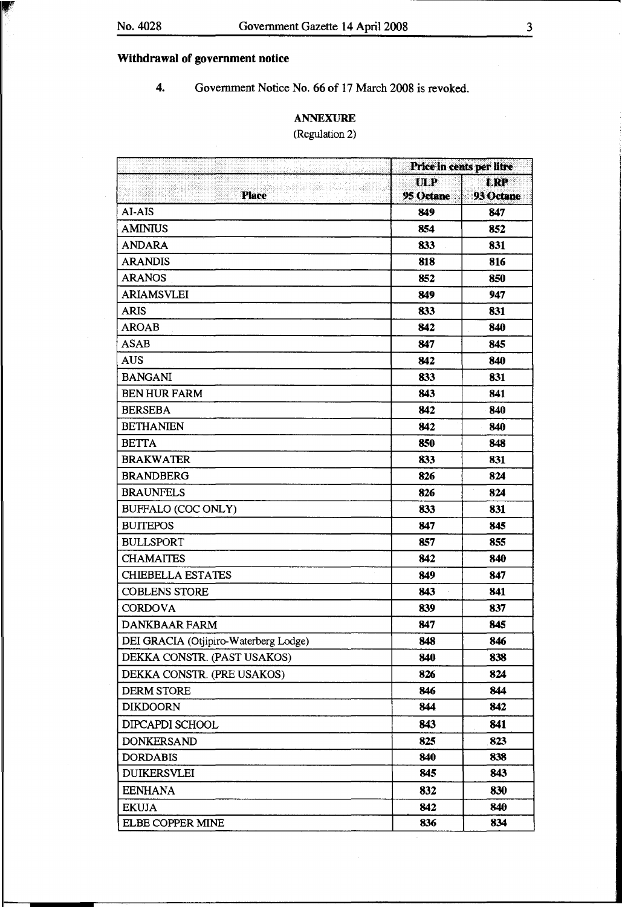**Withdrawal of government notice**

**4.** Government Notice No. 66 of 17 March 2008 is revoked.

**ANNEXURE**

(Regulation 2)

| | Price in cents per litre | |
|---|---|---|
| **Place** | **ULP 95 Octane** | **LRP 93 Octane** |
| AI-AIS | 849 | 847 |
| AMINIUS | 854 | 852 |
| ANDARA | 833 | 831 |
| ARANDIS | 818 | 816 |
| ARANOS | 852 | 850 |
| ARIAMSVLEI | 849 | 947 |
| ARIS | 833 | 831 |
| AROAB | 842 | 840 |
| ASAB | 847 | 845 |
| AUS | 842 | 840 |
| BANGANI | 833 | 831 |
| BEN HUR FARM | 843 | 841 |
| BERSEBA | 842 | 840 |
| BETHANIEN | 842 | 840 |
| BETTA | 850 | 848 |
| BRAKWATER | 833 | 831 |
| BRANDBERG | 826 | 824 |
| BRAUNFELS | 826 | 824 |
| BUFFALO (COC ONLY) | 833 | 831 |
| BUITEPOS | 847 | 845 |
| BULLSPORT | 857 | 855 |
| CHAMAITES | 842 | 840 |
| CHIEBELLA ESTATES | 849 | 847 |
| COBLENS STORE | 843 | 841 |
| CORDOVA | 839 | 837 |
| DANKBAAR FARM | 847 | 845 |
| DEI GRACIA (Otjipiro-Waterberg Lodge) | 848 | 846 |
| DEKKA CONSTR. (PAST USAKOS) | 840 | 838 |
| DEKKA CONSTR. (PRE USAKOS) | 826 | 824 |
| DERM STORE | 846 | 844 |
| DIKDOORN | 844 | 842 |
| DIPCAPDI SCHOOL | 843 | 841 |
| DONKERSAND | 825 | 823 |
| DORDABIS | 840 | 838 |
| DUIKERSVLEI | 845 | 843 |
| EENHANA | 832 | 830 |
| EKUJA | 842 | 840 |
| ELBE COPPER MINE | 836 | 834 |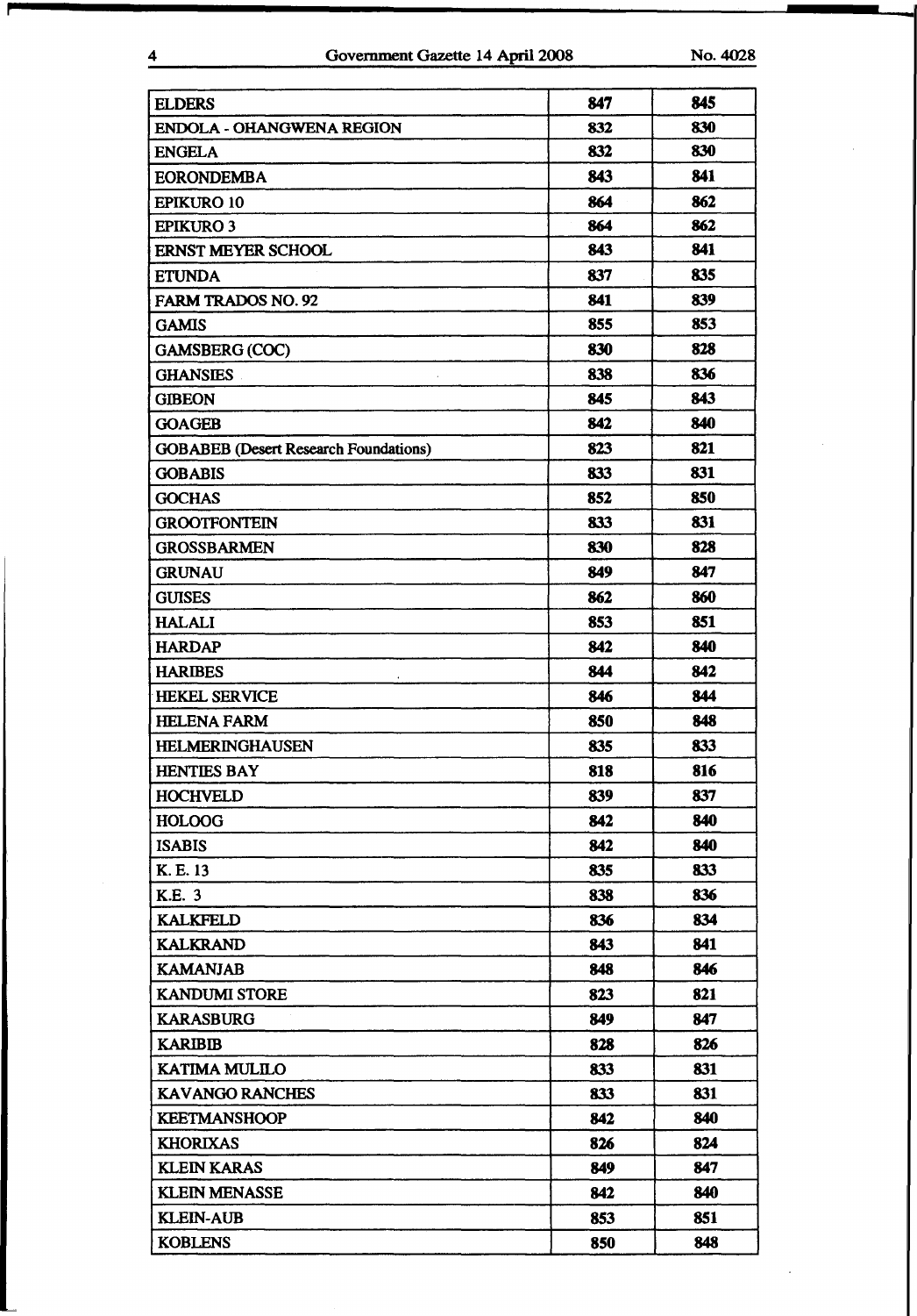| | | |
|---|---|---|
| ELDERS | 847 | 845 |
| ENDOLA - OHANGWENA REGION | 832 | 830 |
| ENGELA | 832 | 830 |
| EORONDEMBA | 843 | 841 |
| EPIKURO 10 | 864 | 862 |
| EPIKURO 3 | 864 | 862 |
| ERNST MEYER SCHOOL | 843 | 841 |
| ETUNDA | 837 | 835 |
| FARM TRADOS NO. 92 | 841 | 839 |
| GAMIS | 855 | 853 |
| GAMSBERG (COC) | 830 | 828 |
| GHANSIES | 838 | 836 |
| GIBEON | 845 | 843 |
| GOAGEB | 842 | 840 |
| GOBABEB (Desert Research Foundations) | 823 | 821 |
| GOBABIS | 833 | 831 |
| GOCHAS | 852 | 850 |
| GROOTFONTEIN | 833 | 831 |
| GROSSBARMEN | 830 | 828 |
| GRUNAU | 849 | 847 |
| GUISES | 862 | 860 |
| HALALI | 853 | 851 |
| HARDAP | 842 | 840 |
| HARIBES | 844 | 842 |
| HEKEL SERVICE | 846 | 844 |
| HELENA FARM | 850 | 848 |
| HELMERINGHAUSEN | 835 | 833 |
| HENTIES BAY | 818 | 816 |
| HOCHVELD | 839 | 837 |
| HOLOOG | 842 | 840 |
| ISABIS | 842 | 840 |
| K. E. 13 | 835 | 833 |
| K.E. 3 | 838 | 836 |
| KALKFELD | 836 | 834 |
| KALKRAND | 843 | 841 |
| KAMANJAB | 848 | 846 |
| KANDUMI STORE | 823 | 821 |
| KARASBURG | 849 | 847 |
| KARIBIB | 828 | 826 |
| KATIMA MULILO | 833 | 831 |
| KAVANGO RANCHES | 833 | 831 |
| KEETMANSHOOP | 842 | 840 |
| KHORIXAS | 826 | 824 |
| KLEIN KARAS | 849 | 847 |
| KLEIN MENASSE | 842 | 840 |
| KLEIN-AUB | 853 | 851 |
| KOBLENS | 850 | 848 |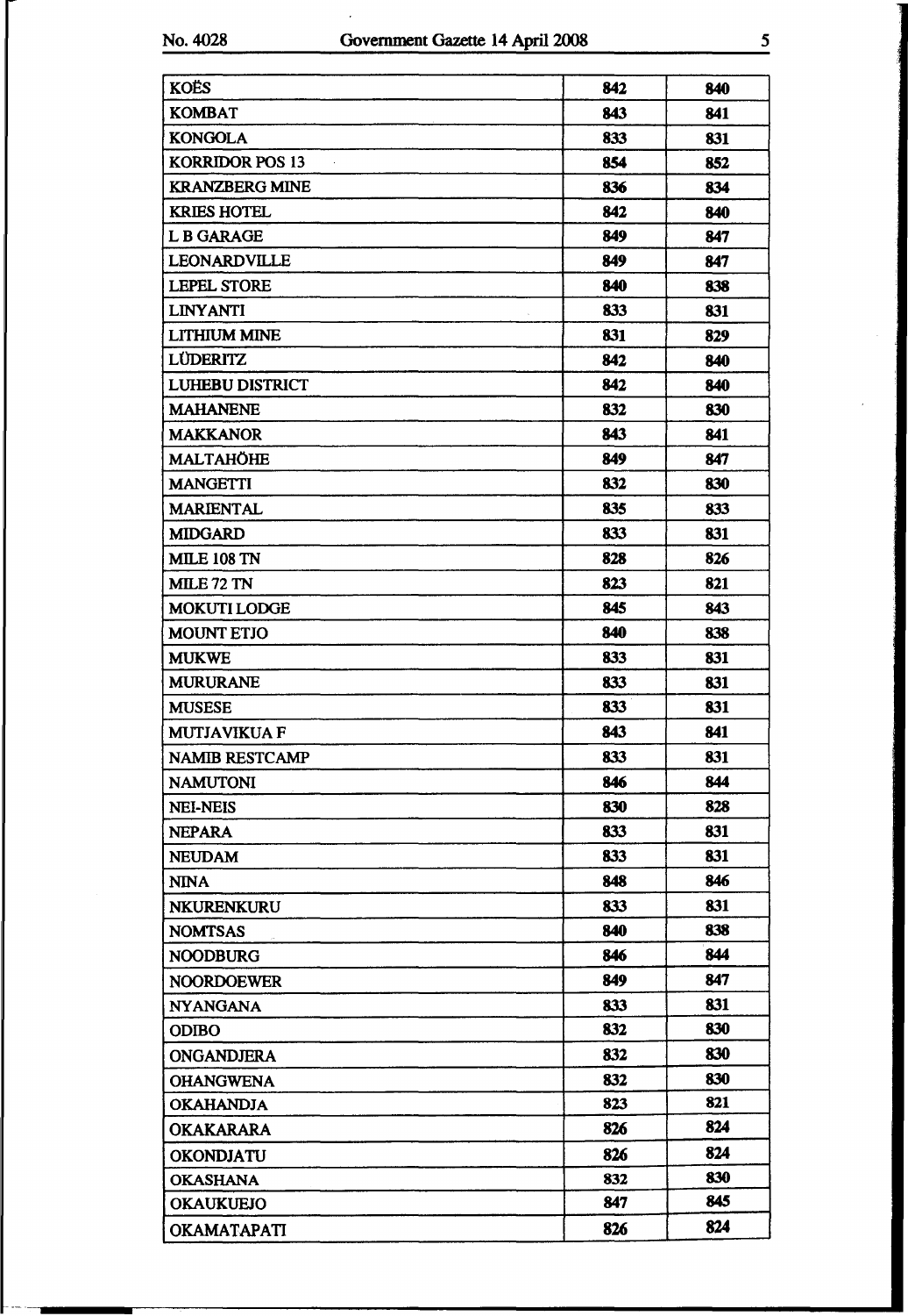| | | |
|---|---|---|
| KOËS | 842 | 840 |
| KOMBAT | 843 | 841 |
| KONGOLA | 833 | 831 |
| KORRIDOR POS 13 | 854 | 852 |
| KRANZBERG MINE | 836 | 834 |
| KRIES HOTEL | 842 | 840 |
| L B GARAGE | 849 | 847 |
| LEONARDVILLE | 849 | 847 |
| LEPEL STORE | 840 | 838 |
| LINYANTI | 833 | 831 |
| LITHIUM MINE | 831 | 829 |
| LÜDERITZ | 842 | 840 |
| LUHEBU DISTRICT | 842 | 840 |
| MAHANENE | 832 | 830 |
| MAKKANOR | 843 | 841 |
| MALTAHÖHE | 849 | 847 |
| MANGETTI | 832 | 830 |
| MARIENTAL | 835 | 833 |
| MIDGARD | 833 | 831 |
| MILE 108 TN | 828 | 826 |
| MILE 72 TN | 823 | 821 |
| MOKUTI LODGE | 845 | 843 |
| MOUNT ETJO | 840 | 838 |
| MUKWE | 833 | 831 |
| MURURANE | 833 | 831 |
| MUSESE | 833 | 831 |
| MUTJAVIKUA F | 843 | 841 |
| NAMIB RESTCAMP | 833 | 831 |
| NAMUTONI | 846 | 844 |
| NEI-NEIS | 830 | 828 |
| NEPARA | 833 | 831 |
| NEUDAM | 833 | 831 |
| NINA | 848 | 846 |
| NKURENKURU | 833 | 831 |
| NOMTSAS | 840 | 838 |
| NOODBURG | 846 | 844 |
| NOORDOEWER | 849 | 847 |
| NYANGANA | 833 | 831 |
| ODIBO | 832 | 830 |
| ONGANDJERA | 832 | 830 |
| OHANGWENA | 832 | 830 |
| OKAHANDJA | 823 | 821 |
| OKAKARARA | 826 | 824 |
| OKONDJATU | 826 | 824 |
| OKASHANA | 832 | 830 |
| OKAUKUEJO | 847 | 845 |
| OKAMATAPATI | 826 | 824 |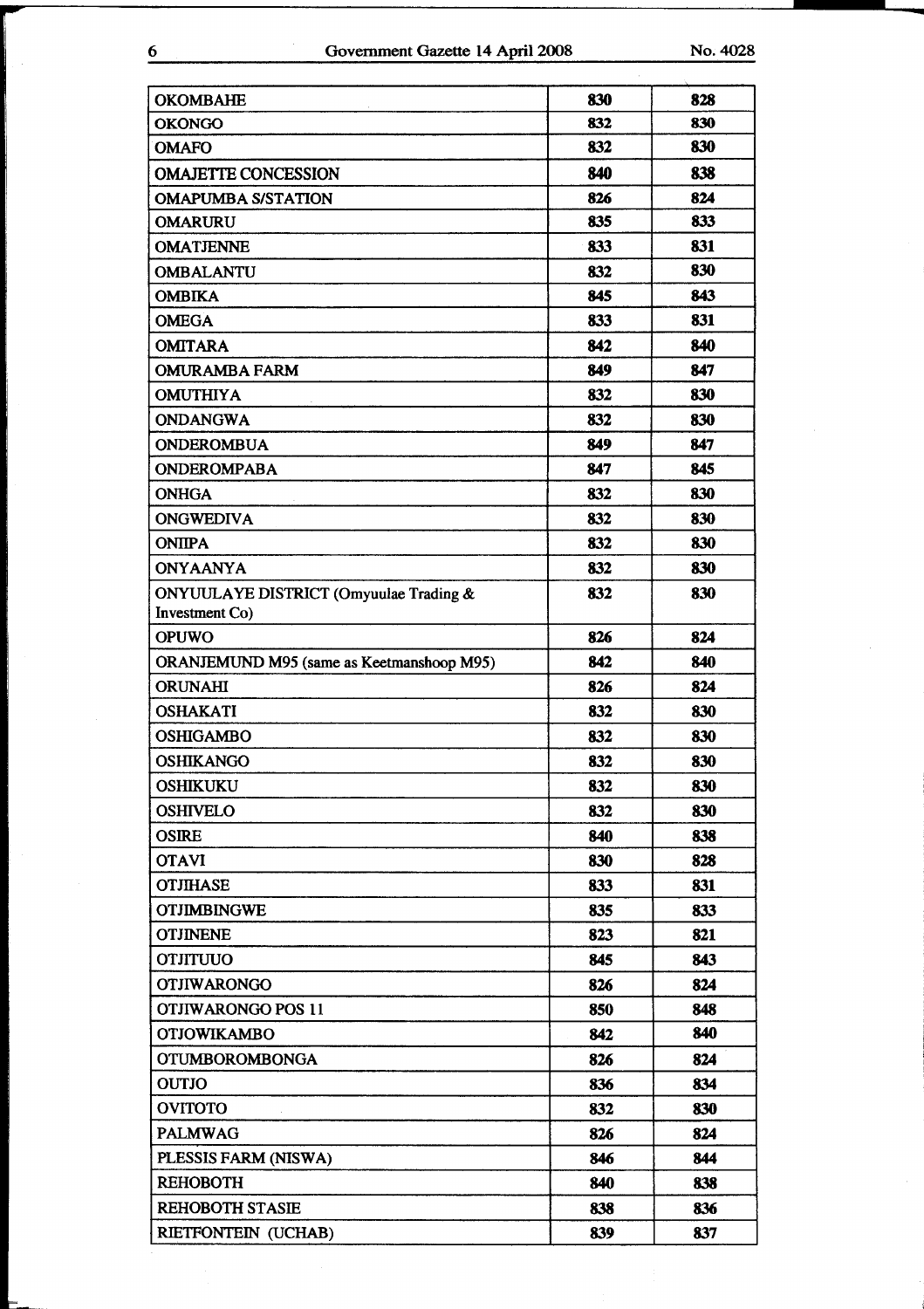| OKOMBAHE | 830 | 828 |
|---|---|---|
| OKONGO | 832 | 830 |
| OMAFO | 832 | 830 |
| OMAJETTE CONCESSION | 840 | 838 |
| OMAPUMBA S/STATION | 826 | 824 |
| OMARURU | 835 | 833 |
| OMATJENNE | 833 | 831 |
| OMBALANTU | 832 | 830 |
| OMBIKA | 845 | 843 |
| OMEGA | 833 | 831 |
| OMITARA | 842 | 840 |
| OMURAMBA FARM | 849 | 847 |
| OMUTHIYA | 832 | 830 |
| ONDANGWA | 832 | 830 |
| ONDEROMBUA | 849 | 847 |
| ONDEROMPABA | 847 | 845 |
| ONHGA | 832 | 830 |
| ONGWEDIVA | 832 | 830 |
| ONIIPA | 832 | 830 |
| ONYAANYA | 832 | 830 |
| ONYUULAYE DISTRICT (Omyuulae Trading & Investment Co) | 832 | 830 |
| OPUWO | 826 | 824 |
| ORANJEMUND M95 (same as Keetmanshoop M95) | 842 | 840 |
| ORUNAHI | 826 | 824 |
| OSHAKATI | 832 | 830 |
| OSHIGAMBO | 832 | 830 |
| OSHIKANGO | 832 | 830 |
| OSHIKUKU | 832 | 830 |
| OSHIVELO | 832 | 830 |
| OSIRE | 840 | 838 |
| OTAVI | 830 | 828 |
| OTJIHASE | 833 | 831 |
| OTJIMBINGWE | 835 | 833 |
| OTJINENE | 823 | 821 |
| OTJITUUO | 845 | 843 |
| OTJIWARONGO | 826 | 824 |
| OTJIWARONGO POS 11 | 850 | 848 |
| OTJOWIKAMBO | 842 | 840 |
| OTUMBOROMBONGA | 826 | 824 |
| OUTJO | 836 | 834 |
| OVITOTO | 832 | 830 |
| PALMWAG | 826 | 824 |
| PLESSIS FARM (NISWA) | 846 | 844 |
| REHOBOTH | 840 | 838 |
| REHOBOTH STASIE | 838 | 836 |
| RIETFONTEIN (UCHAB) | 839 | 837 |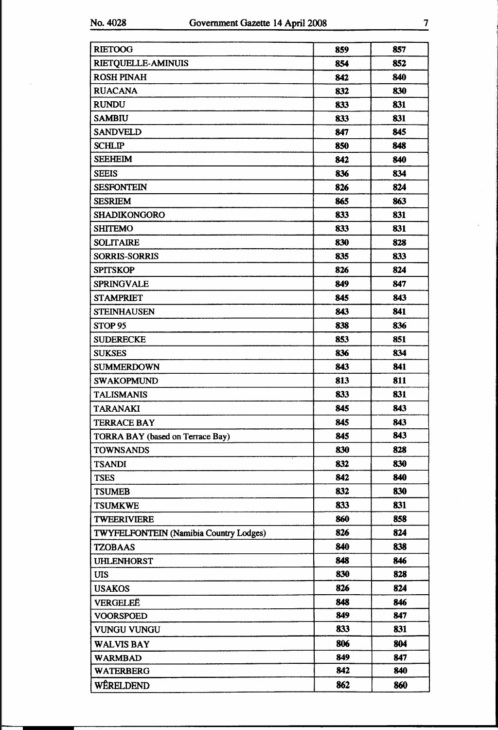| | | |
|---|---|---|
| RIETOOG | 859 | 857 |
| RIETQUELLE-AMINUIS | 854 | 852 |
| ROSH PINAH | 842 | 840 |
| RUACANA | 832 | 830 |
| RUNDU | 833 | 831 |
| SAMBIU | 833 | 831 |
| SANDVELD | 847 | 845 |
| SCHLIP | 850 | 848 |
| SEEHEIM | 842 | 840 |
| SEEIS | 836 | 834 |
| SESFONTEIN | 826 | 824 |
| SESRIEM | 865 | 863 |
| SHADIKONGORO | 833 | 831 |
| SHITEMO | 833 | 831 |
| SOLITAIRE | 830 | 828 |
| SORRIS-SORRIS | 835 | 833 |
| SPITSKOP | 826 | 824 |
| SPRINGVALE | 849 | 847 |
| STAMPRIET | 845 | 843 |
| STEINHAUSEN | 843 | 841 |
| STOP 95 | 838 | 836 |
| SUDERECKE | 853 | 851 |
| SUKSES | 836 | 834 |
| SUMMERDOWN | 843 | 841 |
| SWAKOPMUND | 813 | 811 |
| TALISMANIS | 833 | 831 |
| TARANAKI | 845 | 843 |
| TERRACE BAY | 845 | 843 |
| TORRA BAY (based on Terrace Bay) | 845 | 843 |
| TOWNSANDS | 830 | 828 |
| TSANDI | 832 | 830 |
| TSES | 842 | 840 |
| TSUMEB | 832 | 830 |
| TSUMKWE | 833 | 831 |
| TWEERIVIERE | 860 | 858 |
| TWYFELFONTEIN (Namibia Country Lodges) | 826 | 824 |
| TZOBAAS | 840 | 838 |
| UHLENHORST | 848 | 846 |
| UIS | 830 | 828 |
| USAKOS | 826 | 824 |
| VERGELEË | 848 | 846 |
| VOORSPOED | 849 | 847 |
| VUNGU VUNGU | 833 | 831 |
| WALVIS BAY | 806 | 804 |
| WARMBAD | 849 | 847 |
| WATERBERG | 842 | 840 |
| WÊRELDEND | 862 | 860 |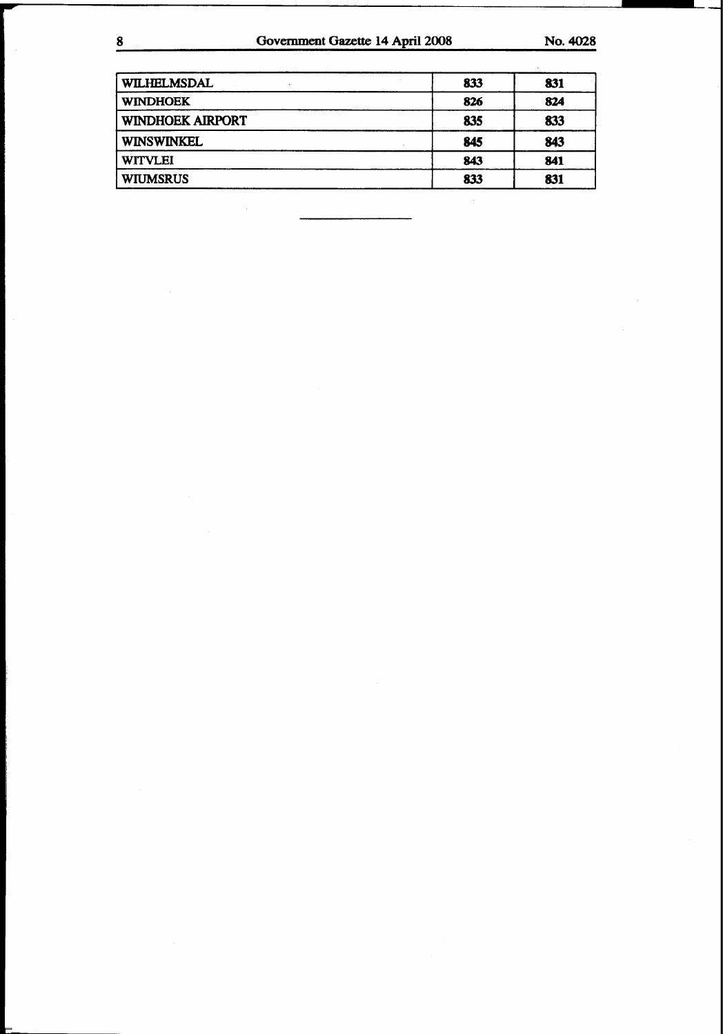| | | |
|---|---|---|
| WILHELMSDAL | 833 | 831 |
| WINDHOEK | 826 | 824 |
| WINDHOEK AIRPORT | 835 | 833 |
| WINSWINKEL | 845 | 843 |
| WITVLEI | 843 | 841 |
| WIUMSRUS | 833 | 831 |